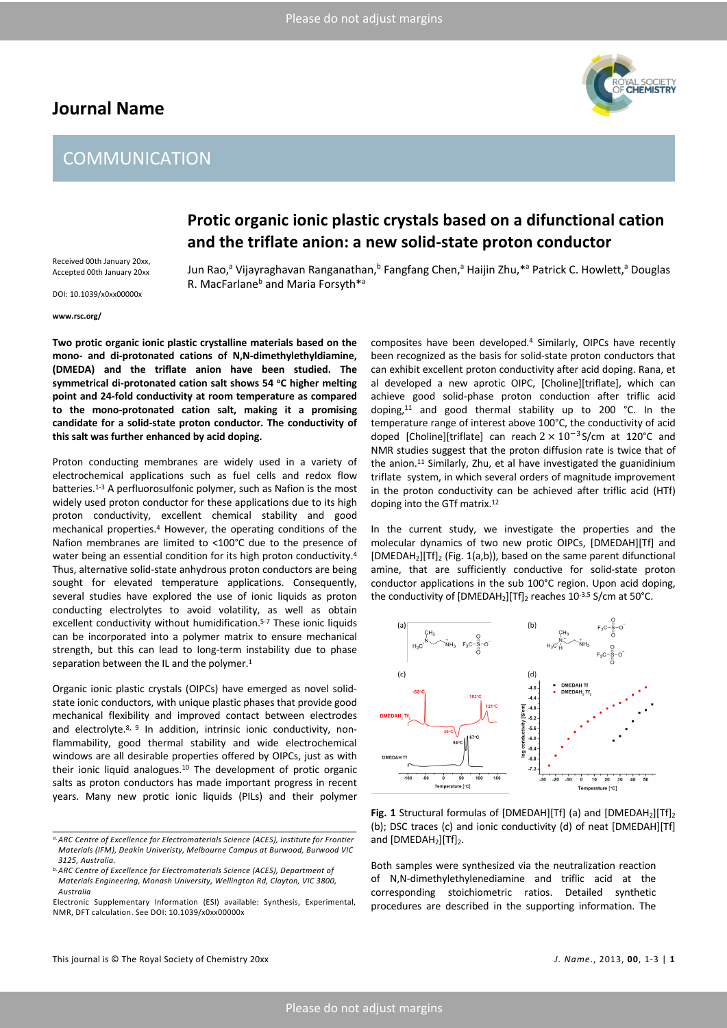# Protic organic ionic plastic crystals based on a difunctional cation and the triflate anion: a new solid-state proton conductor

Received 00th January 20xx,
Accepted 00th January 20xx

DOI: 10.1039/x0xx00000x

www.rsc.org/

Jun Rao,[a] Vijayraghavan Ranganathan,[b] Fangfang Chen,[a] Haijin Zhu,*[a] Patrick C. Howlett,[a] Douglas R. MacFarlane[b] and Maria Forsyth*[a]

**Two protic organic ionic plastic crystalline materials based on the mono- and di-protonated cations of N,N-dimethylethyldiamine, (DMEDA) and the triflate anion have been studied. The symmetrical di-protonated cation salt shows 54 °C higher melting point and 24-fold conductivity at room temperature as compared to the mono-protonated cation salt, making it a promising candidate for a solid-state proton conductor. The conductivity of this salt was further enhanced by acid doping.**

Proton conducting membranes are widely used in a variety of electrochemical applications such as fuel cells and redox flow batteries.[1-3] A perfluorosulfonic polymer, such as Nafion is the most widely used proton conductor for these applications due to its high proton conductivity, excellent chemical stability and good mechanical properties.[4] However, the operating conditions of the Nafion membranes are limited to <100°C due to the presence of water being an essential condition for its high proton conductivity.[4] Thus, alternative solid-state anhydrous proton conductors are being sought for elevated temperature applications. Consequently, several studies have explored the use of ionic liquids as proton conducting electrolytes to avoid volatility, as well as obtain excellent conductivity without humidification.[5-7] These ionic liquids can be incorporated into a polymer matrix to ensure mechanical strength, but this can lead to long-term instability due to phase separation between the IL and the polymer.[1]

Organic ionic plastic crystals (OIPCs) have emerged as novel solid-state ionic conductors, with unique plastic phases that provide good mechanical flexibility and improved contact between electrodes and electrolyte.[8, 9] In addition, intrinsic ionic conductivity, non-flammability, good thermal stability and wide electrochemical windows are all desirable properties offered by OIPCs, just as with their ionic liquid analogues.[10] The development of protic organic salts as proton conductors has made important progress in recent years. Many new protic ionic liquids (PILs) and their polymer composites have been developed.[4] Similarly, OIPCs have recently been recognized as the basis for solid-state proton conductors that can exhibit excellent proton conductivity after acid doping. Rana, et al developed a new aprotic OIPC, [Choline][triflate], which can achieve good solid-phase proton conduction after triflic acid doping,[11] and good thermal stability up to 200 °C. In the temperature range of interest above 100°C, the conductivity of acid doped [Choline][triflate] can reach $2 \times 10^{-3}$ S/cm at 120°C and NMR studies suggest that the proton diffusion rate is twice that of the anion.[11] Similarly, Zhu, et al have investigated the guanidinium triflate system, in which several orders of magnitude improvement in the proton conductivity can be achieved after triflic acid (HTf) doping into the GTf matrix.[12]

In the current study, we investigate the properties and the molecular dynamics of two new protic OIPCs, [DMEDAH][Tf] and $[DMEDAH_2][Tf]_2$ (Fig. 1(a,b)), based on the same parent difunctional amine, that are sufficiently conductive for solid-state proton conductor applications in the sub 100°C region. Upon acid doping, the conductivity of $[DMEDAH_2][Tf]_2$ reaches $10^{-3.5}$ S/cm at 50°C.

**Fig. 1** Structural formulas of [DMEDAH][Tf] (a) and $[DMEDAH_2][Tf]_2$ (b); DSC traces (c) and ionic conductivity (d) of neat [DMEDAH][Tf] and $[DMEDAH_2][Tf]_2$.

Both samples were synthesized via the neutralization reaction of N,N-dimethylethylenediamine and triflic acid at the corresponding stoichiometric ratios. Detailed synthetic procedures are described in the supporting information. The

[a] ARC Centre of Excellence for Electromaterials Science (ACES), Institute for Frontier Materials (IFM), Deakin Univeristy, Melbourne Campus at Burwood, Burwood VIC 3125, Australia.

[b] ARC Centre of Excellence for Electromaterials Science (ACES), Department of Materials Engineering, Monash University, Wellington Rd, Clayton, VIC 3800, Australia

Electronic Supplementary Information (ESI) available: Synthesis, Experimental, NMR, DFT calculation. See DOI: 10.1039/x0xx00000x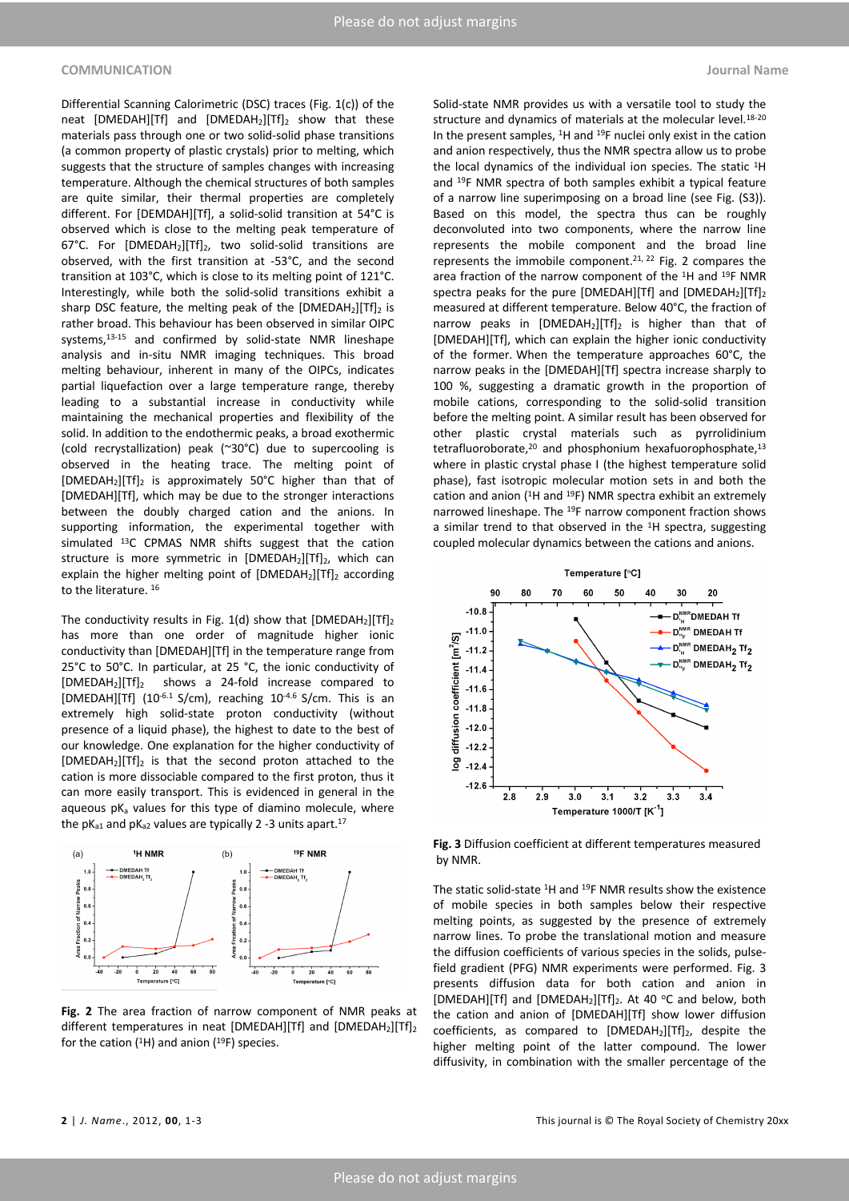Differential Scanning Calorimetric (DSC) traces (Fig. 1(c)) of the neat [DMEDAH][Tf] and $[DMEDAH_2][Tf]_2$ show that these materials pass through one or two solid-solid phase transitions (a common property of plastic crystals) prior to melting, which suggests that the structure of samples changes with increasing temperature. Although the chemical structures of both samples are quite similar, their thermal properties are completely different. For [DEMDAH][Tf], a solid-solid transition at 54°C is observed which is close to the melting peak temperature of 67°C. For $[DMEDAH_2][Tf]_2$, two solid-solid transitions are observed, with the first transition at -53°C, and the second transition at 103°C, which is close to its melting point of 121°C. Interestingly, while both the solid-solid transitions exhibit a sharp DSC feature, the melting peak of the $[DMEDAH_2][Tf]_2$ is rather broad. This behaviour has been observed in similar OIPC systems,[13-15] and confirmed by solid-state NMR lineshape analysis and in-situ NMR imaging techniques. This broad melting behaviour, inherent in many of the OIPCs, indicates partial liquefaction over a large temperature range, thereby leading to a substantial increase in conductivity while maintaining the mechanical properties and flexibility of the solid. In addition to the endothermic peaks, a broad exothermic (cold recrystallization) peak (~30°C) due to supercooling is observed in the heating trace. The melting point of $[DMEDAH_2][Tf]_2$ is approximately 50°C higher than that of [DMEDAH][Tf], which may be due to the stronger interactions between the doubly charged cation and the anions. In supporting information, the experimental together with simulated $^{13}C$ CPMAS NMR shifts suggest that the cation structure is more symmetric in $[DMEDAH_2][Tf]_2$, which can explain the higher melting point of $[DMEDAH_2][Tf]_2$ according to the literature. [16]

The conductivity results in Fig. 1(d) show that $[DMEDAH_2][Tf]_2$ has more than one order of magnitude higher ionic conductivity than [DMEDAH][Tf] in the temperature range from 25°C to 50°C. In particular, at 25 °C, the ionic conductivity of $[DMEDAH_2][Tf]_2$ shows a 24-fold increase compared to [DMEDAH][Tf] ($10^{-6.1}$ S/cm), reaching $10^{-4.6}$ S/cm. This is an extremely high solid-state proton conductivity (without presence of a liquid phase), the highest to date to the best of our knowledge. One explanation for the higher conductivity of $[DMEDAH_2][Tf]_2$ is that the second proton attached to the cation is more dissociable compared to the first proton, thus it can more easily transport. This is evidenced in general in the aqueous $pK_a$ values for this type of diamino molecule, where the $pK_{a1}$ and $pK_{a2}$ values are typically 2 -3 units apart.[17]

**Fig. 2** The area fraction of narrow component of NMR peaks at different temperatures in neat [DMEDAH][Tf] and $[DMEDAH_2][Tf]_2$ for the cation ($^1H$) and anion ($^{19}F$) species.

Solid-state NMR provides us with a versatile tool to study the structure and dynamics of materials at the molecular level.[18-20] In the present samples, $^1H$ and $^{19}F$ nuclei only exist in the cation and anion respectively, thus the NMR spectra allow us to probe the local dynamics of the individual ion species. The static $^1H$ and $^{19}F$ NMR spectra of both samples exhibit a typical feature of a narrow line superimposing on a broad line (see Fig. (S3)). Based on this model, the spectra thus can be roughly deconvoluted into two components, where the narrow line represents the mobile component and the broad line represents the immobile component.[21, 22] Fig. 2 compares the area fraction of the narrow component of the $^1H$ and $^{19}F$ NMR spectra peaks for the pure [DMEDAH][Tf] and $[DMEDAH_2][Tf]_2$ measured at different temperature. Below 40°C, the fraction of narrow peaks in $[DMEDAH_2][Tf]_2$ is higher than that of [DMEDAH][Tf], which can explain the higher ionic conductivity of the former. When the temperature approaches 60°C, the narrow peaks in the [DMEDAH][Tf] spectra increase sharply to 100 %, suggesting a dramatic growth in the proportion of mobile cations, corresponding to the solid-solid transition before the melting point. A similar result has been observed for other plastic crystal materials such as pyrrolidinium tetrafluoroborate,[20] and phosphonium hexafluorophosphate,[13] where in plastic crystal phase I (the highest temperature solid phase), fast isotropic molecular motion sets in and both the cation and anion ($^1H$ and $^{19}F$) NMR spectra exhibit an extremely narrowed lineshape. The $^{19}F$ narrow component fraction shows a similar trend to that observed in the $^1H$ spectra, suggesting coupled molecular dynamics between the cations and anions.

**Fig. 3** Diffusion coefficient at different temperatures measured by NMR.

The static solid-state $^1H$ and $^{19}F$ NMR results show the existence of mobile species in both samples below their respective melting points, as suggested by the presence of extremely narrow lines. To probe the translational motion and measure the diffusion coefficients of various species in the solids, pulse-field gradient (PFG) NMR experiments were performed. Fig. 3 presents diffusion data for both cation and anion in [DMEDAH][Tf] and $[DMEDAH_2][Tf]_2$. At 40 °C and below, both the cation and anion of [DMEDAH][Tf] show lower diffusion coefficients, as compared to $[DMEDAH_2][Tf]_2$, despite the higher melting point of the latter compound. The lower diffusivity, in combination with the smaller percentage of the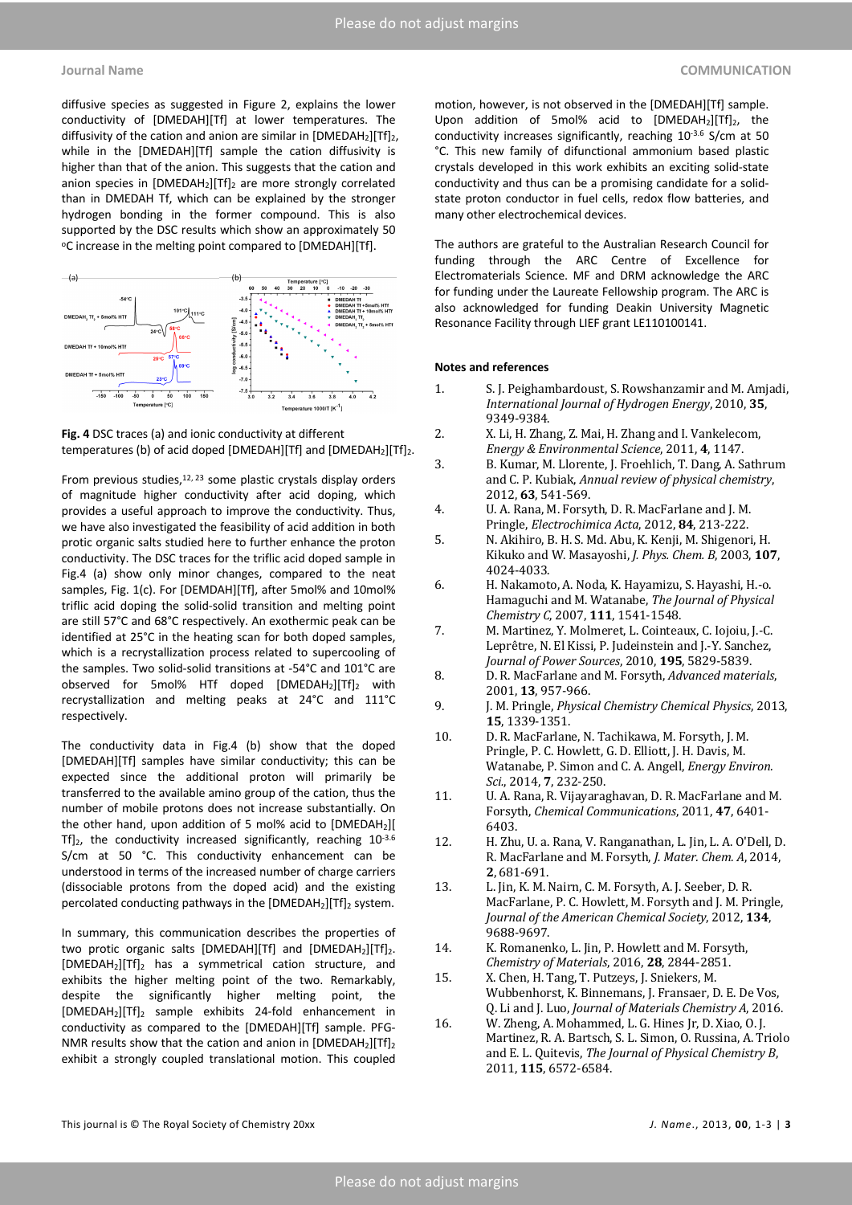diffusive species as suggested in Figure 2, explains the lower conductivity of [DMEDAH][Tf] at lower temperatures. The diffusivity of the cation and anion are similar in $[DMEDAH_2][Tf]_2$, while in the [DMEDAH][Tf] sample the cation diffusivity is higher than that of the anion. This suggests that the cation and anion species in $[DMEDAH_2][Tf]_2$ are more strongly correlated than in DMEDAH Tf, which can be explained by the stronger hydrogen bonding in the former compound. This is also supported by the DSC results which show an approximately 50 °C increase in the melting point compared to [DMEDAH][Tf].

**Fig. 4** DSC traces (a) and ionic conductivity at different temperatures (b) of acid doped [DMEDAH][Tf] and $[DMEDAH_2][Tf]_2$.

From previous studies,[12, 23] some plastic crystals display orders of magnitude higher conductivity after acid doping, which provides a useful approach to improve the conductivity. Thus, we have also investigated the feasibility of acid addition in both protic organic salts studied here to further enhance the proton conductivity. The DSC traces for the triflic acid doped sample in Fig.4 (a) show only minor changes, compared to the neat samples, Fig. 1(c). For [DEMDAH][Tf], after 5mol% and 10mol% triflic acid doping the solid-solid transition and melting point are still 57°C and 68°C respectively. An exothermic peak can be identified at 25°C in the heating scan for both doped samples, which is a recrystallization process related to supercooling of the samples. Two solid-solid transitions at -54°C and 101°C are observed for 5mol% HTf doped $[DMEDAH_2][Tf]_2$ with recrystallization and melting peaks at 24°C and 111°C respectively.

The conductivity data in Fig.4 (b) show that the doped [DMEDAH][Tf] samples have similar conductivity; this can be expected since the additional proton will primarily be transferred to the available amino group of the cation, thus the number of mobile protons does not increase substantially. On the other hand, upon addition of 5 mol% acid to $[DMEDAH_2][Tf]_2$, the conductivity increased significantly, reaching $10^{-3.6}$ S/cm at 50 °C. This conductivity enhancement can be understood in terms of the increased number of charge carriers (dissociable protons from the doped acid) and the existing percolated conducting pathways in the $[DMEDAH_2][Tf]_2$ system.

In summary, this communication describes the properties of two protic organic salts [DMEDAH][Tf] and $[DMEDAH_2][Tf]_2$. $[DMEDAH_2][Tf]_2$ has a symmetrical cation structure, and exhibits the higher melting point of the two. Remarkably, despite the significantly higher melting point, the $[DMEDAH_2][Tf]_2$ sample exhibits 24-fold enhancement in conductivity as compared to the [DMEDAH][Tf] sample. PFG-NMR results show that the cation and anion in $[DMEDAH_2][Tf]_2$ exhibit a strongly coupled translational motion. This coupled motion, however, is not observed in the [DMEDAH][Tf] sample. Upon addition of 5mol% acid to $[DMEDAH_2][Tf]_2$, the conductivity increases significantly, reaching $10^{-3.6}$ S/cm at 50 °C. This new family of difunctional ammonium based plastic crystals developed in this work exhibits an exciting solid-state conductivity and thus can be a promising candidate for a solid-state proton conductor in fuel cells, redox flow batteries, and many other electrochemical devices.

The authors are grateful to the Australian Research Council for funding through the ARC Centre of Excellence for Electromaterials Science. MF and DRM acknowledge the ARC for funding under the Laureate Fellowship program. The ARC is also acknowledged for funding Deakin University Magnetic Resonance Facility through LIEF grant LE110100141.

## Notes and references

1. S. J. Peighambardoust, S. Rowshanzamir and M. Amjadi, *International Journal of Hydrogen Energy*, 2010, **35**, 9349-9384.
2. X. Li, H. Zhang, Z. Mai, H. Zhang and I. Vankelecom, *Energy & Environmental Science*, 2011, **4**, 1147.
3. B. Kumar, M. Llorente, J. Froehlich, T. Dang, A. Sathrum and C. P. Kubiak, *Annual review of physical chemistry*, 2012, **63**, 541-569.
4. U. A. Rana, M. Forsyth, D. R. MacFarlane and J. M. Pringle, *Electrochimica Acta*, 2012, **84**, 213-222.
5. N. Akihiro, B. H. S. Md. Abu, K. Kenji, M. Shigenori, H. Kikuko and W. Masayoshi, *J. Phys. Chem. B*, 2003, **107**, 4024-4033.
6. H. Nakamoto, A. Noda, K. Hayamizu, S. Hayashi, H.-o. Hamaguchi and M. Watanabe, *The Journal of Physical Chemistry C*, 2007, **111**, 1541-1548.
7. M. Martinez, Y. Molmeret, L. Cointeaux, C. Iojoiu, J.-C. Leprêtre, N. El Kissi, P. Judeinstein and J.-Y. Sanchez, *Journal of Power Sources*, 2010, **195**, 5829-5839.
8. D. R. MacFarlane and M. Forsyth, *Advanced materials*, 2001, **13**, 957-966.
9. J. M. Pringle, *Physical Chemistry Chemical Physics*, 2013, **15**, 1339-1351.
10. D. R. MacFarlane, N. Tachikawa, M. Forsyth, J. M. Pringle, P. C. Howlett, G. D. Elliott, J. H. Davis, M. Watanabe, P. Simon and C. A. Angell, *Energy Environ. Sci.*, 2014, **7**, 232-250.
11. U. A. Rana, R. Vijayaraghavan, D. R. MacFarlane and M. Forsyth, *Chemical Communications*, 2011, **47**, 6401-6403.
12. H. Zhu, U. a. Rana, V. Ranganathan, L. Jin, L. A. O'Dell, D. R. MacFarlane and M. Forsyth, *J. Mater. Chem. A*, 2014, **2**, 681-691.
13. L. Jin, K. M. Nairn, C. M. Forsyth, A. J. Seeber, D. R. MacFarlane, P. C. Howlett, M. Forsyth and J. M. Pringle, *Journal of the American Chemical Society*, 2012, **134**, 9688-9697.
14. K. Romanenko, L. Jin, P. Howlett and M. Forsyth, *Chemistry of Materials*, 2016, **28**, 2844-2851.
15. X. Chen, H. Tang, T. Putzeys, J. Sniekers, M. Wubbenhorst, K. Binnemans, J. Fransaer, D. E. De Vos, Q. Li and J. Luo, *Journal of Materials Chemistry A*, 2016.
16. W. Zheng, A. Mohammed, L. G. Hines Jr, D. Xiao, O. J. Martinez, R. A. Bartsch, S. L. Simon, O. Russina, A. Triolo and E. L. Quitevis, *The Journal of Physical Chemistry B*, 2011, **115**, 6572-6584.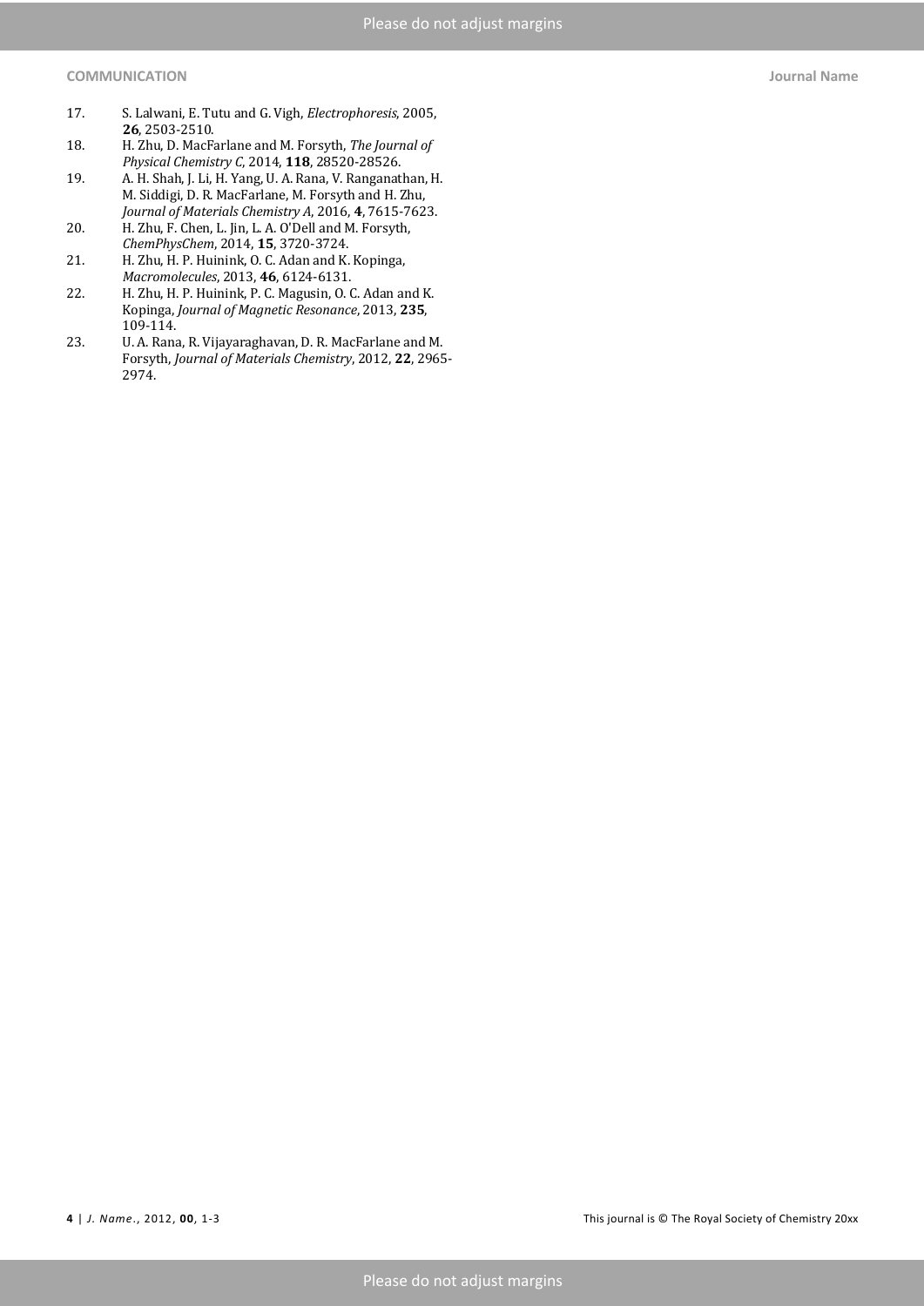17. S. Lalwani, E. Tutu and G. Vigh, *Electrophoresis*, 2005, **26**, 2503-2510.
18. H. Zhu, D. MacFarlane and M. Forsyth, *The Journal of Physical Chemistry C*, 2014, **118**, 28520-28526.
19. A. H. Shah, J. Li, H. Yang, U. A. Rana, V. Ranganathan, H. M. Siddigi, D. R. MacFarlane, M. Forsyth and H. Zhu, *Journal of Materials Chemistry A*, 2016, **4**, 7615-7623.
20. H. Zhu, F. Chen, L. Jin, L. A. O'Dell and M. Forsyth, *ChemPhysChem*, 2014, **15**, 3720-3724.
21. H. Zhu, H. P. Huinink, O. C. Adan and K. Kopinga, *Macromolecules*, 2013, **46**, 6124-6131.
22. H. Zhu, H. P. Huinink, P. C. Magusin, O. C. Adan and K. Kopinga, *Journal of Magnetic Resonance*, 2013, **235**, 109-114.
23. U. A. Rana, R. Vijayaraghavan, D. R. MacFarlane and M. Forsyth, *Journal of Materials Chemistry*, 2012, **22**, 2965-2974.